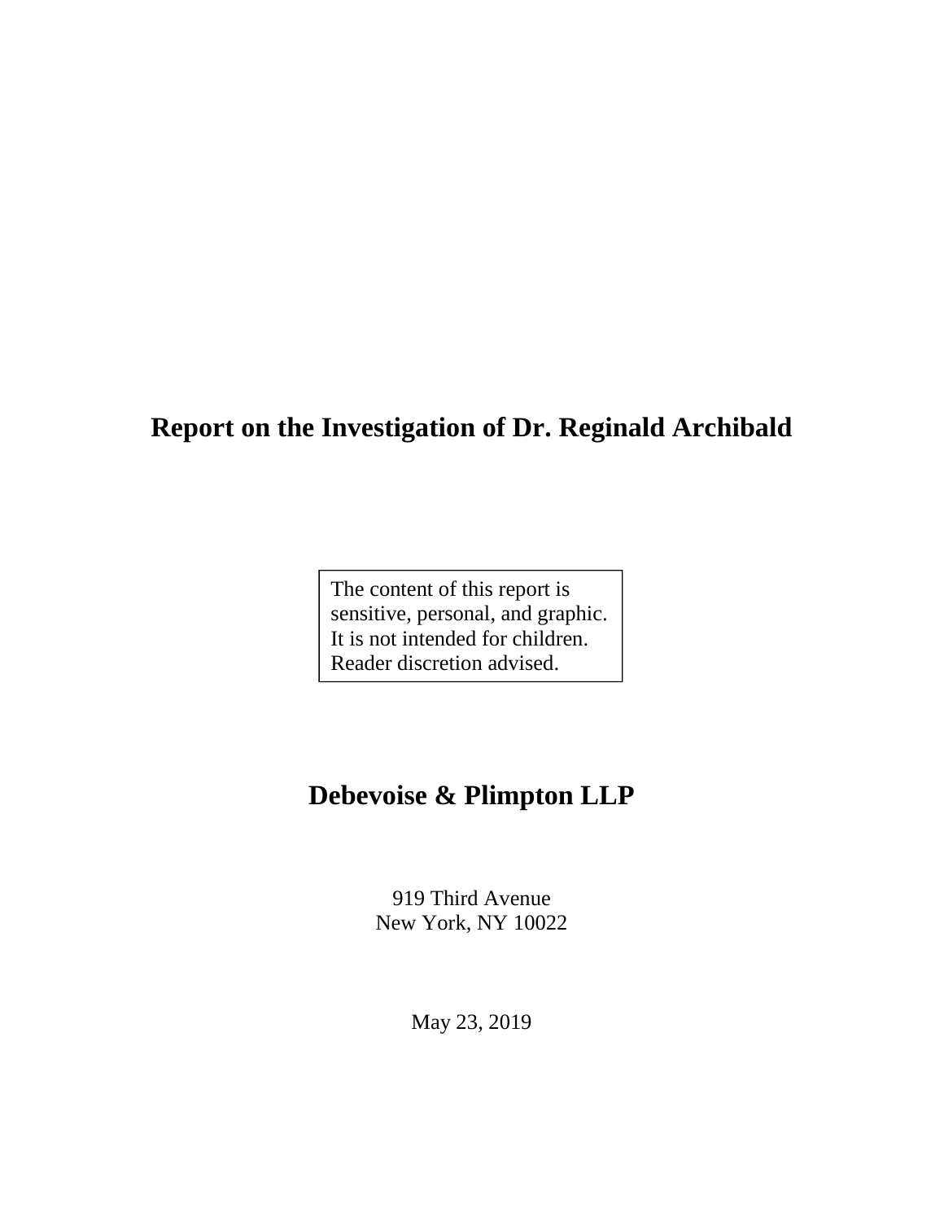# Report on the Investigation of Dr. Reginald Archibald

The content of this report is sensitive, personal, and graphic. It is not intended for children. Reader discretion advised.

## Debevoise & Plimpton LLP

919 Third Avenue
New York, NY 10022

May 23, 2019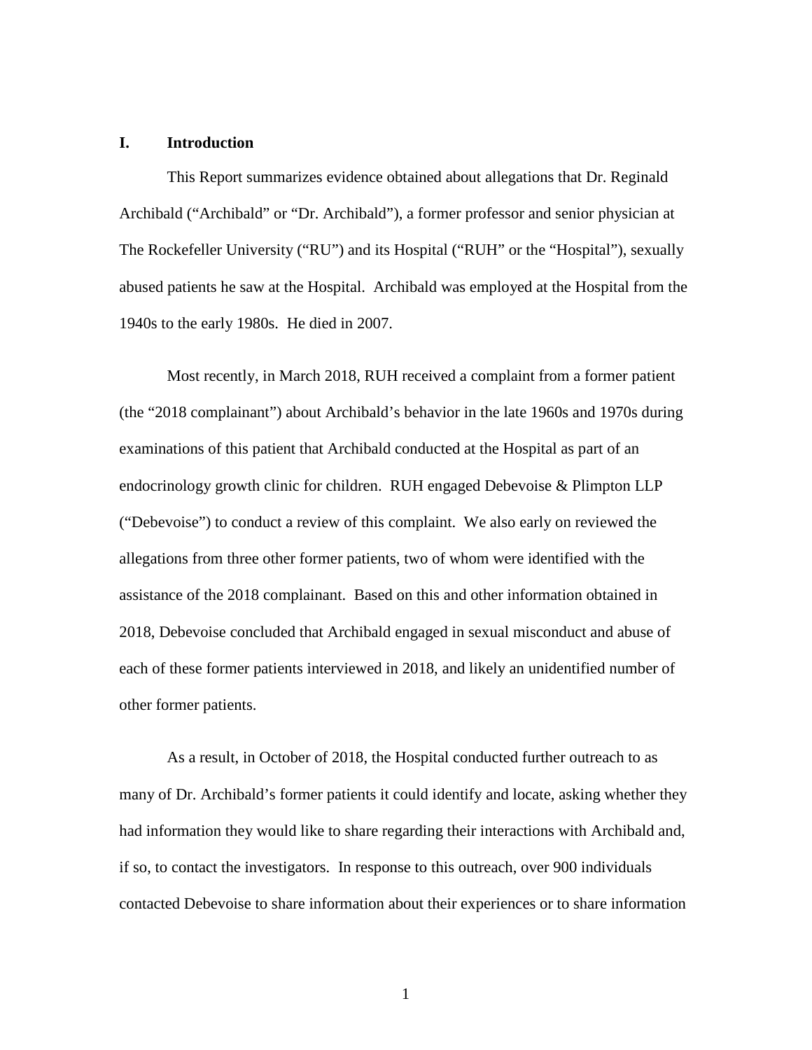## I. Introduction

This Report summarizes evidence obtained about allegations that Dr. Reginald Archibald ("Archibald" or "Dr. Archibald"), a former professor and senior physician at The Rockefeller University ("RU") and its Hospital ("RUH" or the "Hospital"), sexually abused patients he saw at the Hospital. Archibald was employed at the Hospital from the 1940s to the early 1980s. He died in 2007.

Most recently, in March 2018, RUH received a complaint from a former patient (the "2018 complainant") about Archibald's behavior in the late 1960s and 1970s during examinations of this patient that Archibald conducted at the Hospital as part of an endocrinology growth clinic for children. RUH engaged Debevoise & Plimpton LLP ("Debevoise") to conduct a review of this complaint. We also early on reviewed the allegations from three other former patients, two of whom were identified with the assistance of the 2018 complainant. Based on this and other information obtained in 2018, Debevoise concluded that Archibald engaged in sexual misconduct and abuse of each of these former patients interviewed in 2018, and likely an unidentified number of other former patients.

As a result, in October of 2018, the Hospital conducted further outreach to as many of Dr. Archibald's former patients it could identify and locate, asking whether they had information they would like to share regarding their interactions with Archibald and, if so, to contact the investigators. In response to this outreach, over 900 individuals contacted Debevoise to share information about their experiences or to share information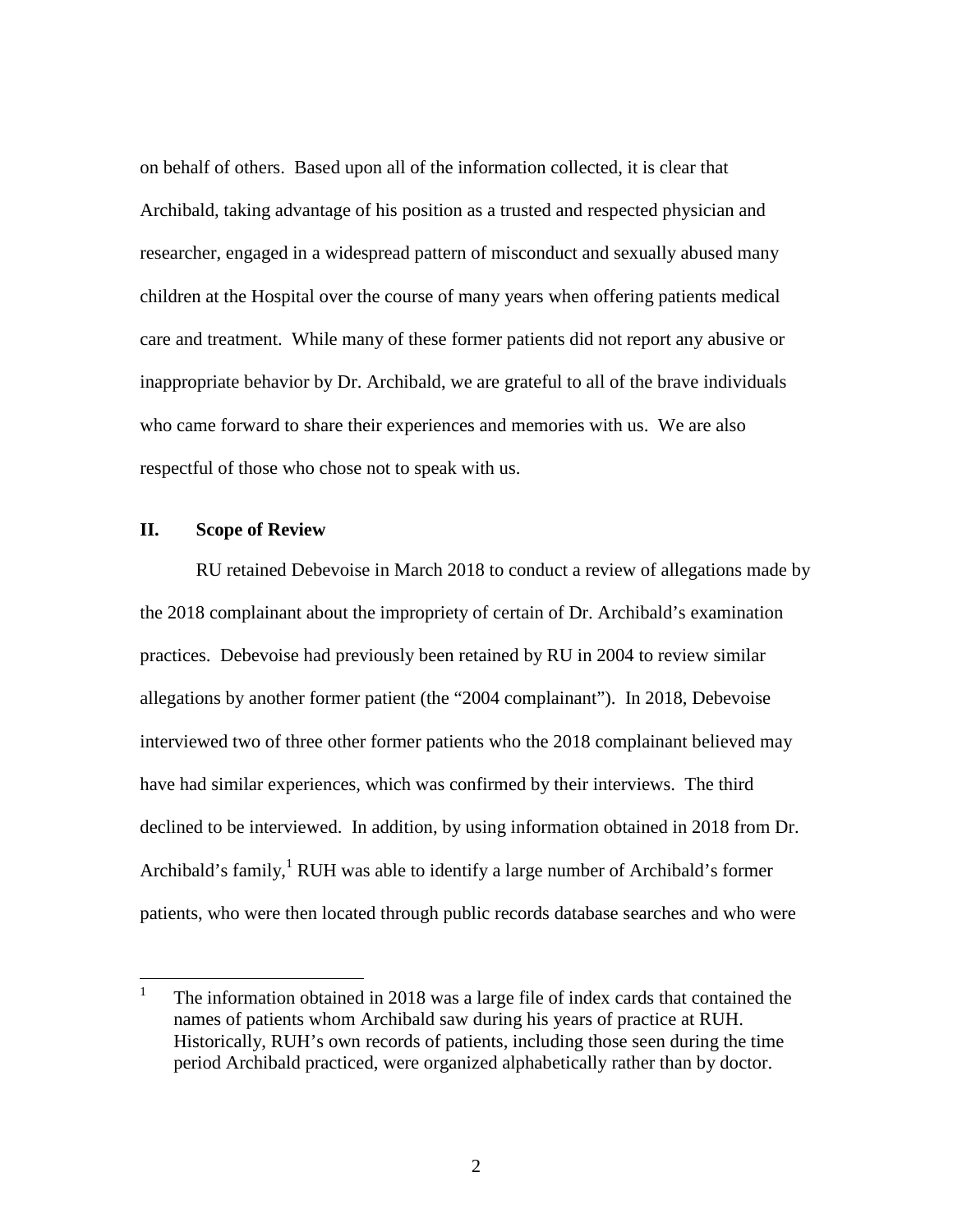on behalf of others. Based upon all of the information collected, it is clear that Archibald, taking advantage of his position as a trusted and respected physician and researcher, engaged in a widespread pattern of misconduct and sexually abused many children at the Hospital over the course of many years when offering patients medical care and treatment. While many of these former patients did not report any abusive or inappropriate behavior by Dr. Archibald, we are grateful to all of the brave individuals who came forward to share their experiences and memories with us. We are also respectful of those who chose not to speak with us.

## II. Scope of Review

RU retained Debevoise in March 2018 to conduct a review of allegations made by the 2018 complainant about the impropriety of certain of Dr. Archibald's examination practices. Debevoise had previously been retained by RU in 2004 to review similar allegations by another former patient (the "2004 complainant"). In 2018, Debevoise interviewed two of three other former patients who the 2018 complainant believed may have had similar experiences, which was confirmed by their interviews. The third declined to be interviewed. In addition, by using information obtained in 2018 from Dr. Archibald's family,[1] RUH was able to identify a large number of Archibald's former patients, who were then located through public records database searches and who were

[1] The information obtained in 2018 was a large file of index cards that contained the names of patients whom Archibald saw during his years of practice at RUH. Historically, RUH's own records of patients, including those seen during the time period Archibald practiced, were organized alphabetically rather than by doctor.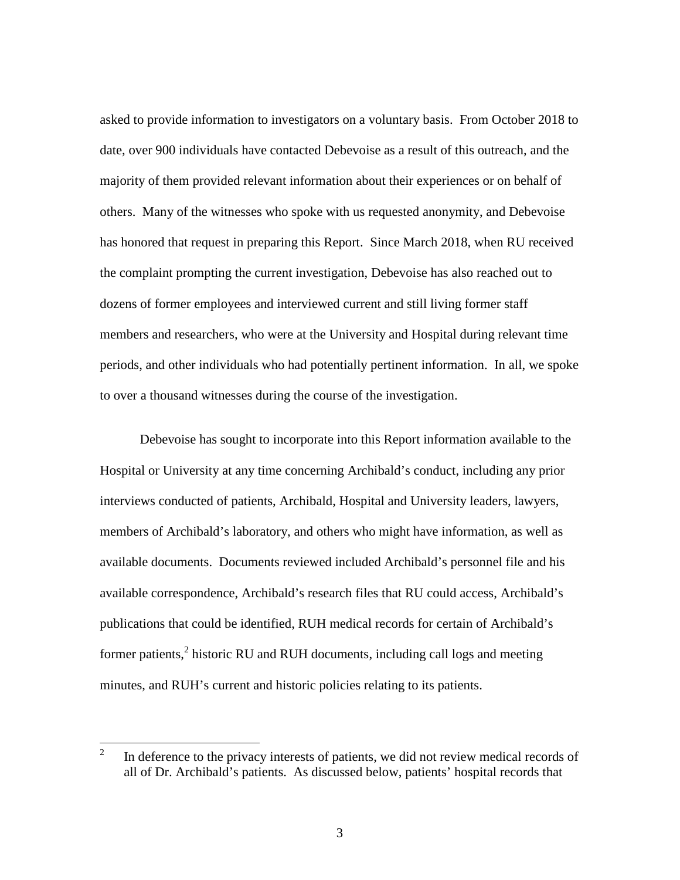asked to provide information to investigators on a voluntary basis. From October 2018 to date, over 900 individuals have contacted Debevoise as a result of this outreach, and the majority of them provided relevant information about their experiences or on behalf of others. Many of the witnesses who spoke with us requested anonymity, and Debevoise has honored that request in preparing this Report. Since March 2018, when RU received the complaint prompting the current investigation, Debevoise has also reached out to dozens of former employees and interviewed current and still living former staff members and researchers, who were at the University and Hospital during relevant time periods, and other individuals who had potentially pertinent information. In all, we spoke to over a thousand witnesses during the course of the investigation.

Debevoise has sought to incorporate into this Report information available to the Hospital or University at any time concerning Archibald's conduct, including any prior interviews conducted of patients, Archibald, Hospital and University leaders, lawyers, members of Archibald's laboratory, and others who might have information, as well as available documents. Documents reviewed included Archibald's personnel file and his available correspondence, Archibald's research files that RU could access, Archibald's publications that could be identified, RUH medical records for certain of Archibald's former patients,[2] historic RU and RUH documents, including call logs and meeting minutes, and RUH's current and historic policies relating to its patients.

[2] In deference to the privacy interests of patients, we did not review medical records of all of Dr. Archibald's patients. As discussed below, patients' hospital records that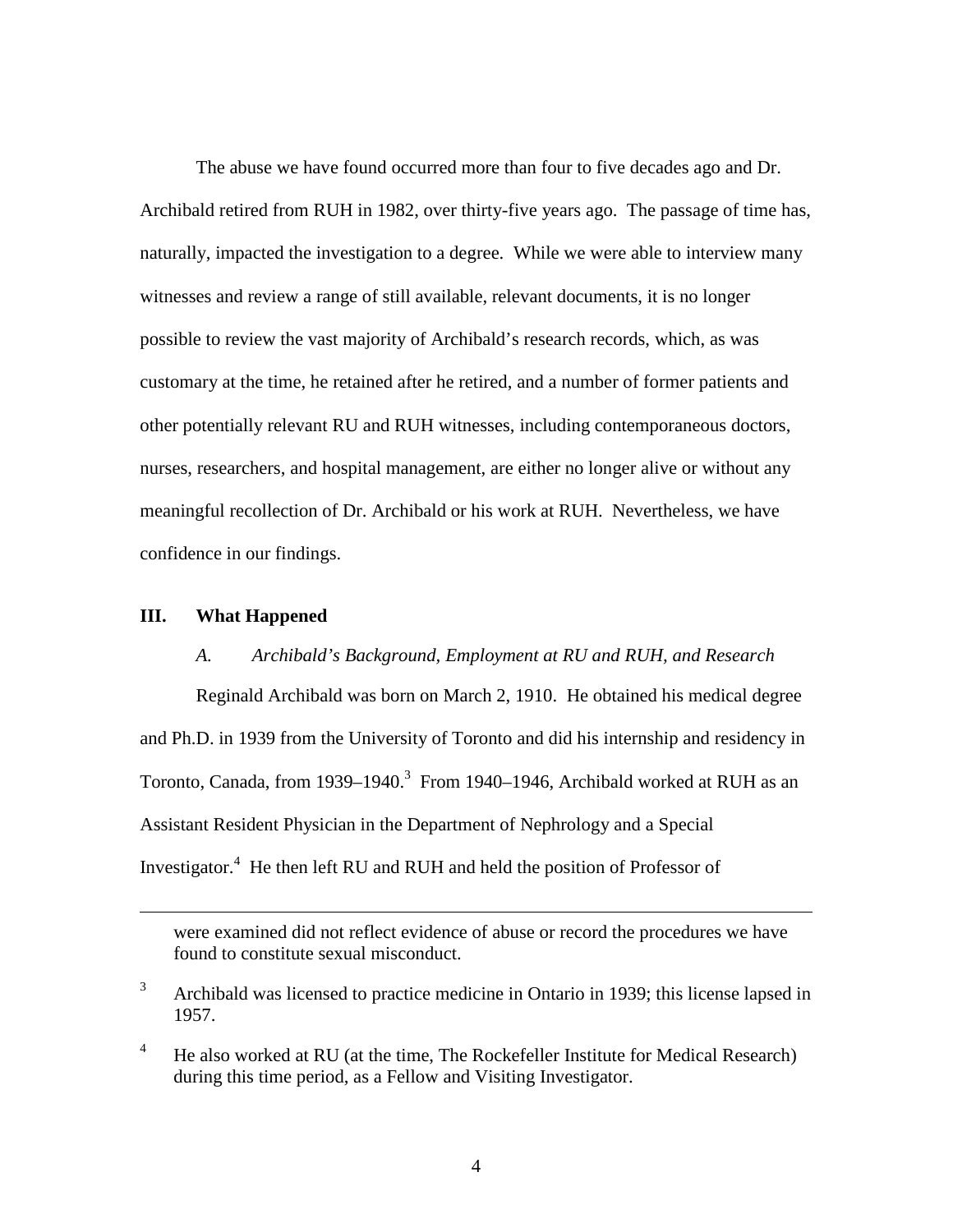The abuse we have found occurred more than four to five decades ago and Dr. Archibald retired from RUH in 1982, over thirty-five years ago. The passage of time has, naturally, impacted the investigation to a degree. While we were able to interview many witnesses and review a range of still available, relevant documents, it is no longer possible to review the vast majority of Archibald's research records, which, as was customary at the time, he retained after he retired, and a number of former patients and other potentially relevant RU and RUH witnesses, including contemporaneous doctors, nurses, researchers, and hospital management, are either no longer alive or without any meaningful recollection of Dr. Archibald or his work at RUH. Nevertheless, we have confidence in our findings.

## III. What Happened

### *A. Archibald's Background, Employment at RU and RUH, and Research*

Reginald Archibald was born on March 2, 1910. He obtained his medical degree and Ph.D. in 1939 from the University of Toronto and did his internship and residency in Toronto, Canada, from 1939–1940.[3] From 1940–1946, Archibald worked at RUH as an Assistant Resident Physician in the Department of Nephrology and a Special Investigator.[4] He then left RU and RUH and held the position of Professor of

---

were examined did not reflect evidence of abuse or record the procedures we have found to constitute sexual misconduct.

[3] Archibald was licensed to practice medicine in Ontario in 1939; this license lapsed in 1957.

[4] He also worked at RU (at the time, The Rockefeller Institute for Medical Research) during this time period, as a Fellow and Visiting Investigator.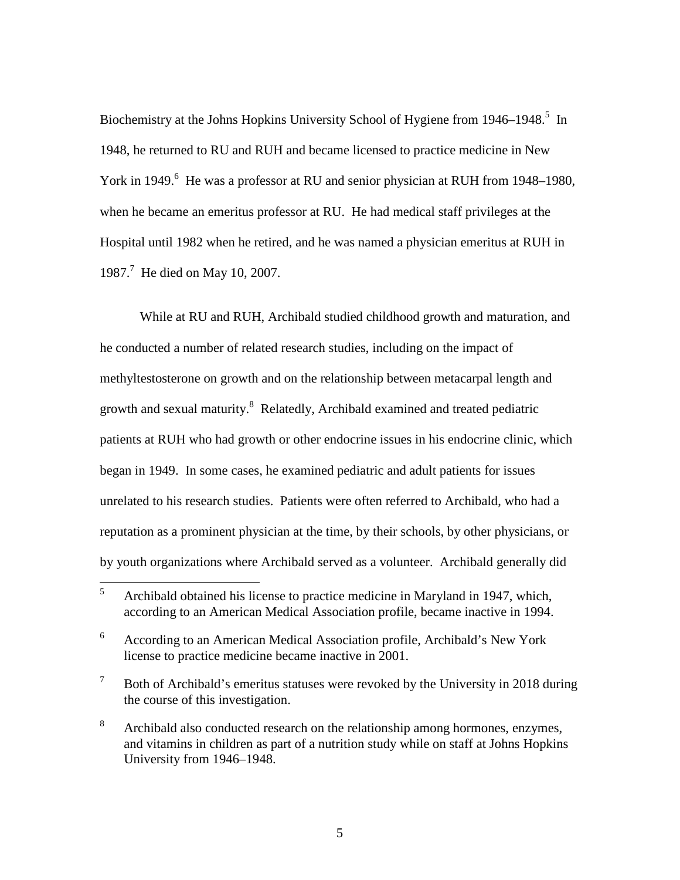Biochemistry at the Johns Hopkins University School of Hygiene from 1946–1948.[5] In 1948, he returned to RU and RUH and became licensed to practice medicine in New York in 1949.[6] He was a professor at RU and senior physician at RUH from 1948–1980, when he became an emeritus professor at RU. He had medical staff privileges at the Hospital until 1982 when he retired, and he was named a physician emeritus at RUH in 1987.[7] He died on May 10, 2007.

While at RU and RUH, Archibald studied childhood growth and maturation, and he conducted a number of related research studies, including on the impact of methyltestosterone on growth and on the relationship between metacarpal length and growth and sexual maturity.[8] Relatedly, Archibald examined and treated pediatric patients at RUH who had growth or other endocrine issues in his endocrine clinic, which began in 1949. In some cases, he examined pediatric and adult patients for issues unrelated to his research studies. Patients were often referred to Archibald, who had a reputation as a prominent physician at the time, by their schools, by other physicians, or by youth organizations where Archibald served as a volunteer. Archibald generally did

---

[5] Archibald obtained his license to practice medicine in Maryland in 1947, which, according to an American Medical Association profile, became inactive in 1994.

[6] According to an American Medical Association profile, Archibald's New York license to practice medicine became inactive in 2001.

[7] Both of Archibald's emeritus statuses were revoked by the University in 2018 during the course of this investigation.

[8] Archibald also conducted research on the relationship among hormones, enzymes, and vitamins in children as part of a nutrition study while on staff at Johns Hopkins University from 1946–1948.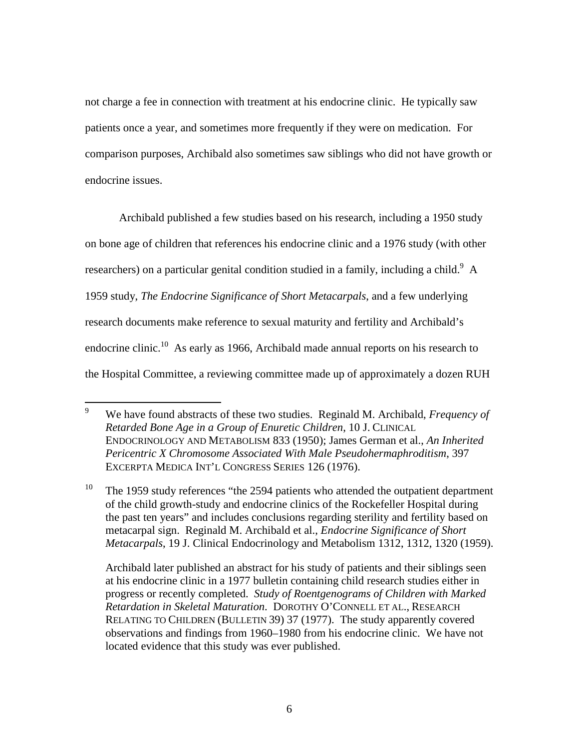not charge a fee in connection with treatment at his endocrine clinic. He typically saw patients once a year, and sometimes more frequently if they were on medication. For comparison purposes, Archibald also sometimes saw siblings who did not have growth or endocrine issues.

Archibald published a few studies based on his research, including a 1950 study on bone age of children that references his endocrine clinic and a 1976 study (with other researchers) on a particular genital condition studied in a family, including a child.[9] A 1959 study, *The Endocrine Significance of Short Metacarpals*, and a few underlying research documents make reference to sexual maturity and fertility and Archibald's endocrine clinic.[10] As early as 1966, Archibald made annual reports on his research to the Hospital Committee, a reviewing committee made up of approximately a dozen RUH

---

[9] We have found abstracts of these two studies. Reginald M. Archibald, *Frequency of Retarded Bone Age in a Group of Enuretic Children*, 10 J. CLINICAL ENDOCRINOLOGY AND METABOLISM 833 (1950); James German et al., *An Inherited Pericentric X Chromosome Associated With Male Pseudohermaphroditism*, 397 EXCERPTA MEDICA INT'L CONGRESS SERIES 126 (1976).

[10] The 1959 study references "the 2594 patients who attended the outpatient department of the child growth-study and endocrine clinics of the Rockefeller Hospital during the past ten years" and includes conclusions regarding sterility and fertility based on metacarpal sign. Reginald M. Archibald et al., *Endocrine Significance of Short Metacarpals*, 19 J. Clinical Endocrinology and Metabolism 1312, 1312, 1320 (1959).

Archibald later published an abstract for his study of patients and their siblings seen at his endocrine clinic in a 1977 bulletin containing child research studies either in progress or recently completed. *Study of Roentgenograms of Children with Marked Retardation in Skeletal Maturation*. DOROTHY O'CONNELL ET AL., RESEARCH RELATING TO CHILDREN (BULLETIN 39) 37 (1977). The study apparently covered observations and findings from 1960–1980 from his endocrine clinic. We have not located evidence that this study was ever published.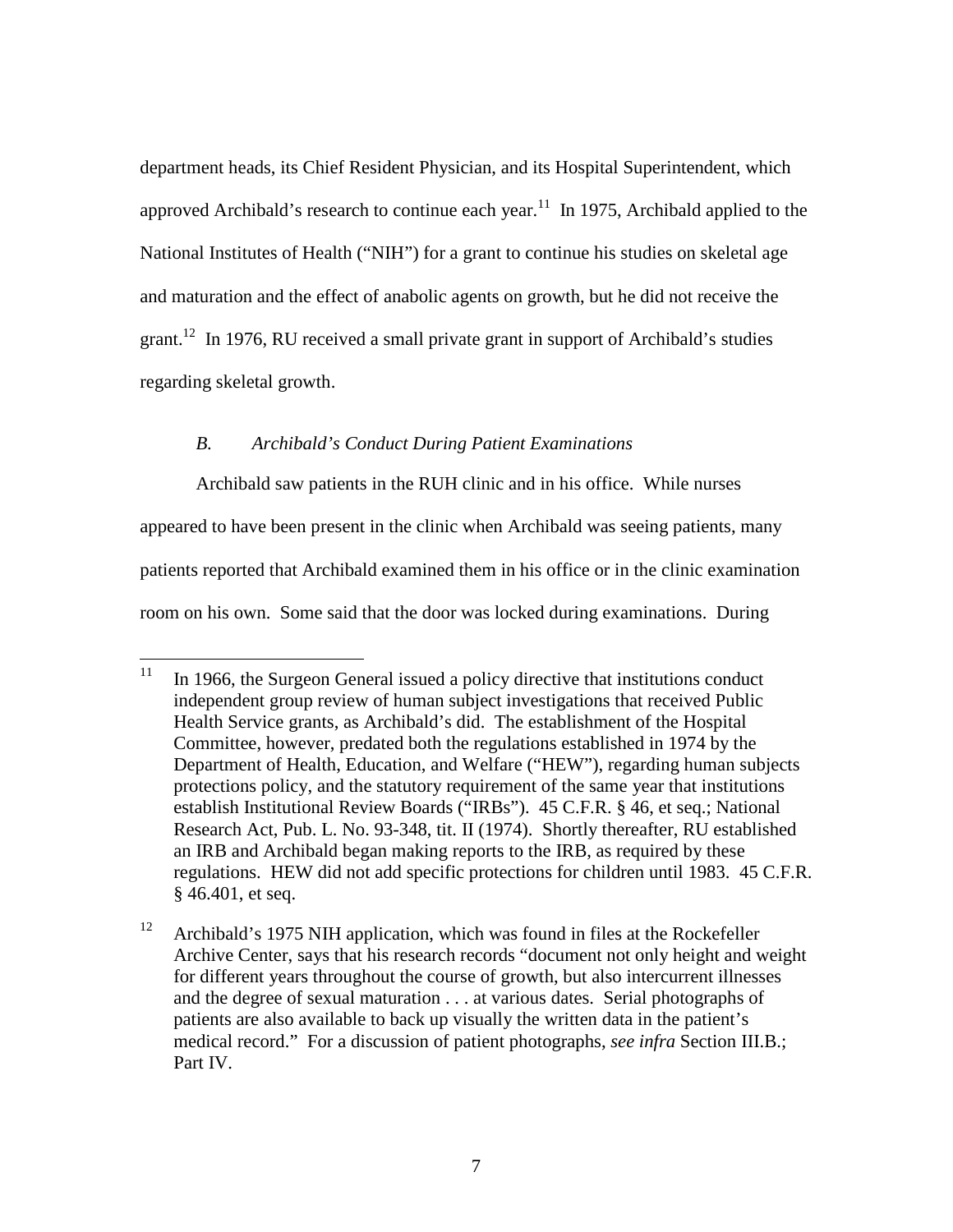department heads, its Chief Resident Physician, and its Hospital Superintendent, which approved Archibald's research to continue each year.[11] In 1975, Archibald applied to the National Institutes of Health ("NIH") for a grant to continue his studies on skeletal age and maturation and the effect of anabolic agents on growth, but he did not receive the grant.[12] In 1976, RU received a small private grant in support of Archibald's studies regarding skeletal growth.

### *B. Archibald's Conduct During Patient Examinations*

Archibald saw patients in the RUH clinic and in his office. While nurses appeared to have been present in the clinic when Archibald was seeing patients, many patients reported that Archibald examined them in his office or in the clinic examination room on his own. Some said that the door was locked during examinations. During

---

[11] In 1966, the Surgeon General issued a policy directive that institutions conduct independent group review of human subject investigations that received Public Health Service grants, as Archibald's did. The establishment of the Hospital Committee, however, predated both the regulations established in 1974 by the Department of Health, Education, and Welfare ("HEW"), regarding human subjects protections policy, and the statutory requirement of the same year that institutions establish Institutional Review Boards ("IRBs"). 45 C.F.R. § 46, et seq.; National Research Act, Pub. L. No. 93-348, tit. II (1974). Shortly thereafter, RU established an IRB and Archibald began making reports to the IRB, as required by these regulations. HEW did not add specific protections for children until 1983. 45 C.F.R. § 46.401, et seq.

[12] Archibald's 1975 NIH application, which was found in files at the Rockefeller Archive Center, says that his research records "document not only height and weight for different years throughout the course of growth, but also intercurrent illnesses and the degree of sexual maturation . . . at various dates. Serial photographs of patients are also available to back up visually the written data in the patient's medical record." For a discussion of patient photographs, *see infra* Section III.B.; Part IV.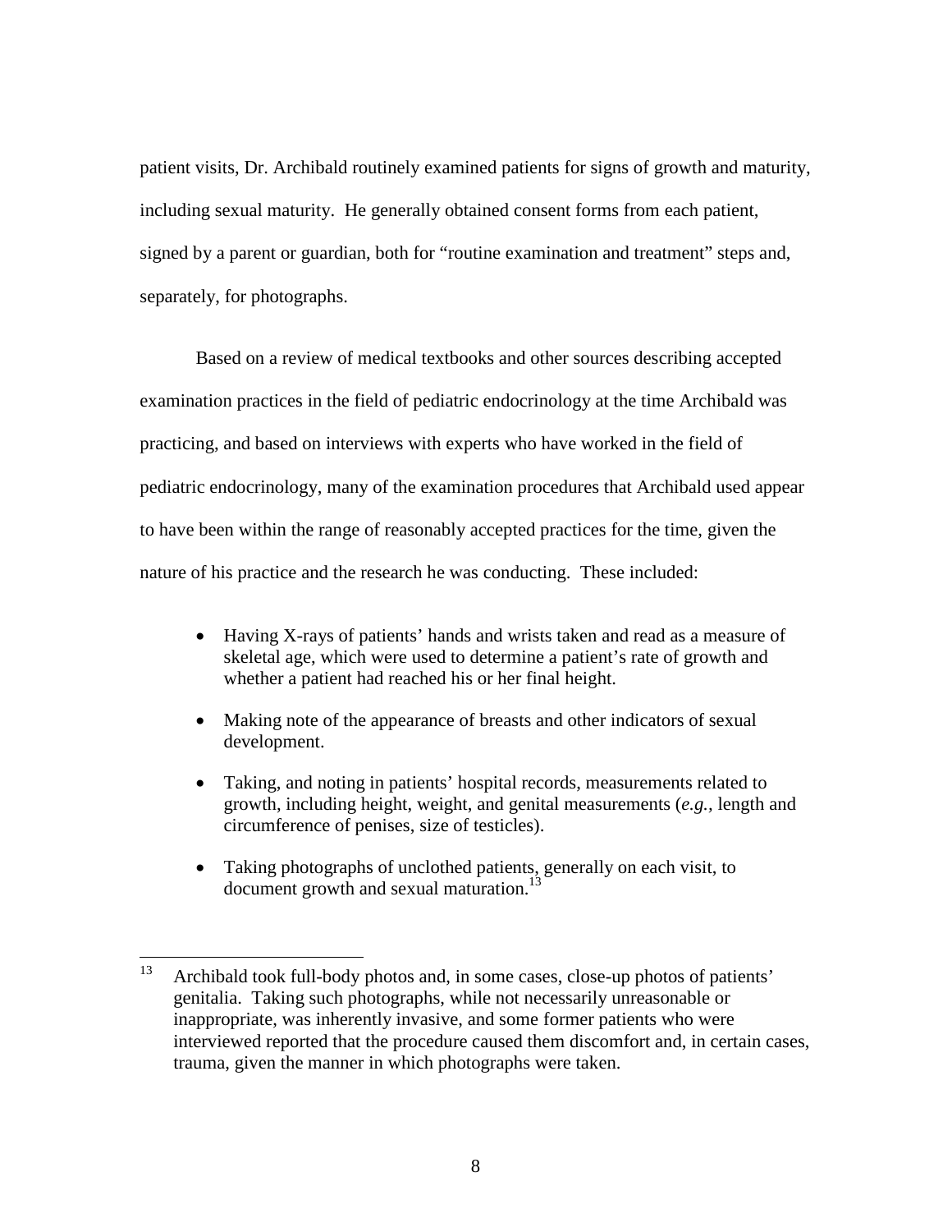patient visits, Dr. Archibald routinely examined patients for signs of growth and maturity, including sexual maturity. He generally obtained consent forms from each patient, signed by a parent or guardian, both for "routine examination and treatment" steps and, separately, for photographs.

Based on a review of medical textbooks and other sources describing accepted examination practices in the field of pediatric endocrinology at the time Archibald was practicing, and based on interviews with experts who have worked in the field of pediatric endocrinology, many of the examination procedures that Archibald used appear to have been within the range of reasonably accepted practices for the time, given the nature of his practice and the research he was conducting. These included:

- Having X-rays of patients' hands and wrists taken and read as a measure of skeletal age, which were used to determine a patient's rate of growth and whether a patient had reached his or her final height.
- Making note of the appearance of breasts and other indicators of sexual development.
- Taking, and noting in patients' hospital records, measurements related to growth, including height, weight, and genital measurements (*e.g.*, length and circumference of penises, size of testicles).
- Taking photographs of unclothed patients, generally on each visit, to document growth and sexual maturation.[13]

---

[13] Archibald took full-body photos and, in some cases, close-up photos of patients' genitalia. Taking such photographs, while not necessarily unreasonable or inappropriate, was inherently invasive, and some former patients who were interviewed reported that the procedure caused them discomfort and, in certain cases, trauma, given the manner in which photographs were taken.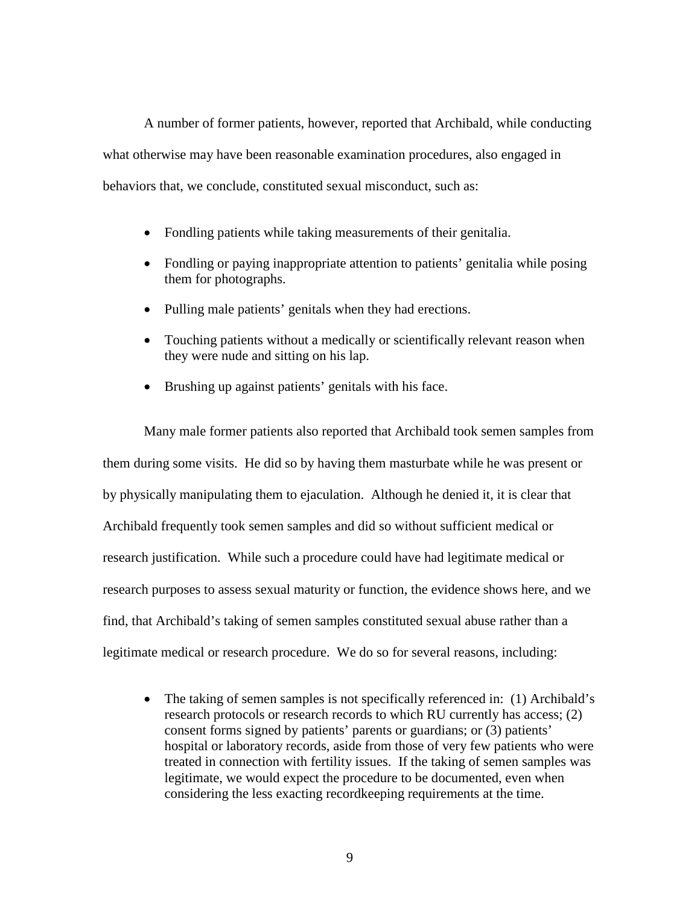A number of former patients, however, reported that Archibald, while conducting what otherwise may have been reasonable examination procedures, also engaged in behaviors that, we conclude, constituted sexual misconduct, such as:

- Fondling patients while taking measurements of their genitalia.
- Fondling or paying inappropriate attention to patients' genitalia while posing them for photographs.
- Pulling male patients' genitals when they had erections.
- Touching patients without a medically or scientifically relevant reason when they were nude and sitting on his lap.
- Brushing up against patients' genitals with his face.

Many male former patients also reported that Archibald took semen samples from them during some visits. He did so by having them masturbate while he was present or by physically manipulating them to ejaculation. Although he denied it, it is clear that Archibald frequently took semen samples and did so without sufficient medical or research justification. While such a procedure could have had legitimate medical or research purposes to assess sexual maturity or function, the evidence shows here, and we find, that Archibald's taking of semen samples constituted sexual abuse rather than a legitimate medical or research procedure. We do so for several reasons, including:

- The taking of semen samples is not specifically referenced in: (1) Archibald's research protocols or research records to which RU currently has access; (2) consent forms signed by patients' parents or guardians; or (3) patients' hospital or laboratory records, aside from those of very few patients who were treated in connection with fertility issues. If the taking of semen samples was legitimate, we would expect the procedure to be documented, even when considering the less exacting recordkeeping requirements at the time.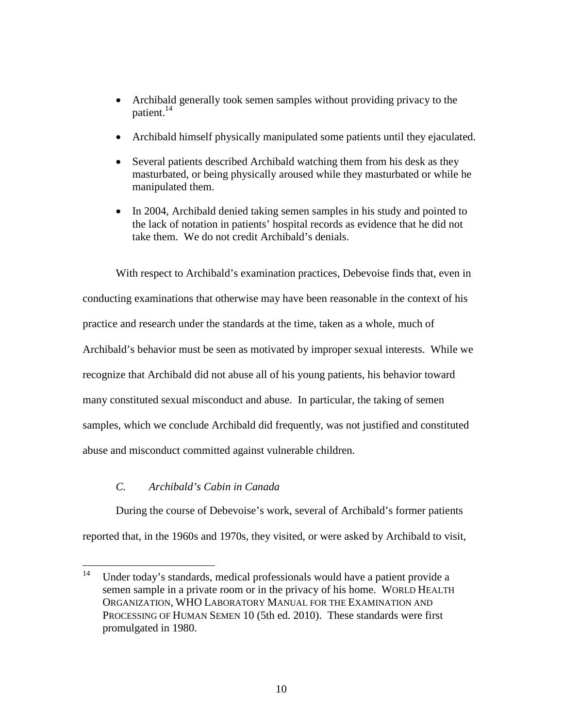- Archibald generally took semen samples without providing privacy to the patient.[14]
- Archibald himself physically manipulated some patients until they ejaculated.
- Several patients described Archibald watching them from his desk as they masturbated, or being physically aroused while they masturbated or while he manipulated them.
- In 2004, Archibald denied taking semen samples in his study and pointed to the lack of notation in patients' hospital records as evidence that he did not take them. We do not credit Archibald's denials.

With respect to Archibald's examination practices, Debevoise finds that, even in conducting examinations that otherwise may have been reasonable in the context of his practice and research under the standards at the time, taken as a whole, much of Archibald's behavior must be seen as motivated by improper sexual interests. While we recognize that Archibald did not abuse all of his young patients, his behavior toward many constituted sexual misconduct and abuse. In particular, the taking of semen samples, which we conclude Archibald did frequently, was not justified and constituted abuse and misconduct committed against vulnerable children.

### *C. Archibald's Cabin in Canada*

During the course of Debevoise's work, several of Archibald's former patients reported that, in the 1960s and 1970s, they visited, or were asked by Archibald to visit,

[14] Under today's standards, medical professionals would have a patient provide a semen sample in a private room or in the privacy of his home. WORLD HEALTH ORGANIZATION, WHO LABORATORY MANUAL FOR THE EXAMINATION AND PROCESSING OF HUMAN SEMEN 10 (5th ed. 2010). These standards were first promulgated in 1980.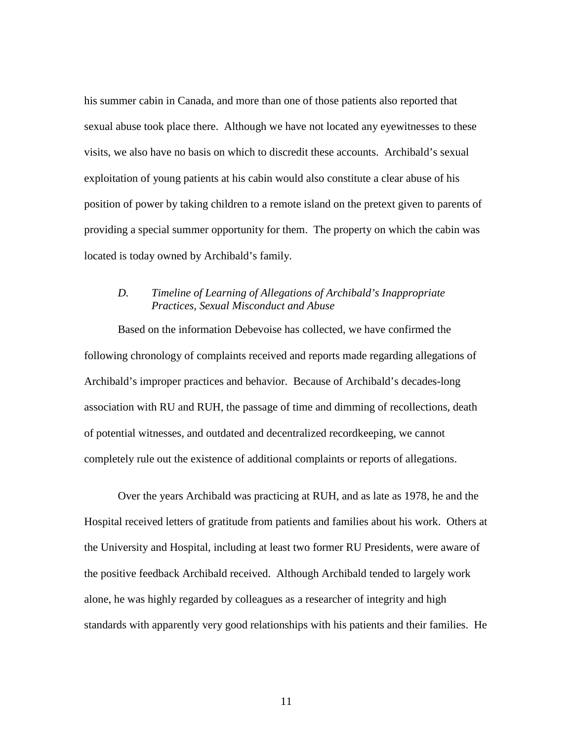his summer cabin in Canada, and more than one of those patients also reported that sexual abuse took place there. Although we have not located any eyewitnesses to these visits, we also have no basis on which to discredit these accounts. Archibald's sexual exploitation of young patients at his cabin would also constitute a clear abuse of his position of power by taking children to a remote island on the pretext given to parents of providing a special summer opportunity for them. The property on which the cabin was located is today owned by Archibald's family.

### *D. Timeline of Learning of Allegations of Archibald's Inappropriate Practices, Sexual Misconduct and Abuse*

Based on the information Debevoise has collected, we have confirmed the following chronology of complaints received and reports made regarding allegations of Archibald's improper practices and behavior. Because of Archibald's decades-long association with RU and RUH, the passage of time and dimming of recollections, death of potential witnesses, and outdated and decentralized recordkeeping, we cannot completely rule out the existence of additional complaints or reports of allegations.

Over the years Archibald was practicing at RUH, and as late as 1978, he and the Hospital received letters of gratitude from patients and families about his work. Others at the University and Hospital, including at least two former RU Presidents, were aware of the positive feedback Archibald received. Although Archibald tended to largely work alone, he was highly regarded by colleagues as a researcher of integrity and high standards with apparently very good relationships with his patients and their families. He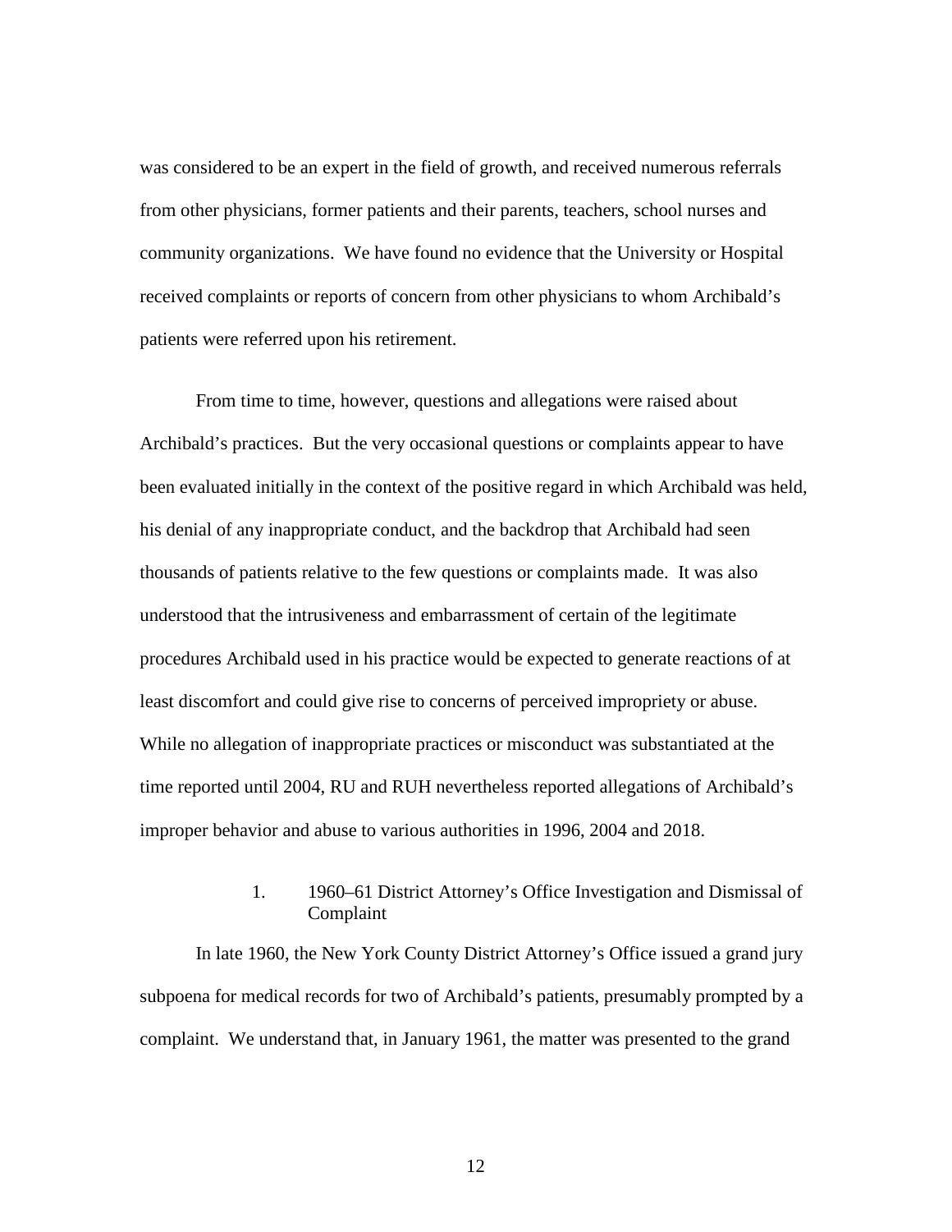was considered to be an expert in the field of growth, and received numerous referrals from other physicians, former patients and their parents, teachers, school nurses and community organizations. We have found no evidence that the University or Hospital received complaints or reports of concern from other physicians to whom Archibald's patients were referred upon his retirement.

From time to time, however, questions and allegations were raised about Archibald's practices. But the very occasional questions or complaints appear to have been evaluated initially in the context of the positive regard in which Archibald was held, his denial of any inappropriate conduct, and the backdrop that Archibald had seen thousands of patients relative to the few questions or complaints made. It was also understood that the intrusiveness and embarrassment of certain of the legitimate procedures Archibald used in his practice would be expected to generate reactions of at least discomfort and could give rise to concerns of perceived impropriety or abuse. While no allegation of inappropriate practices or misconduct was substantiated at the time reported until 2004, RU and RUH nevertheless reported allegations of Archibald's improper behavior and abuse to various authorities in 1996, 2004 and 2018.

### 1. 1960–61 District Attorney's Office Investigation and Dismissal of Complaint

In late 1960, the New York County District Attorney's Office issued a grand jury subpoena for medical records for two of Archibald's patients, presumably prompted by a complaint. We understand that, in January 1961, the matter was presented to the grand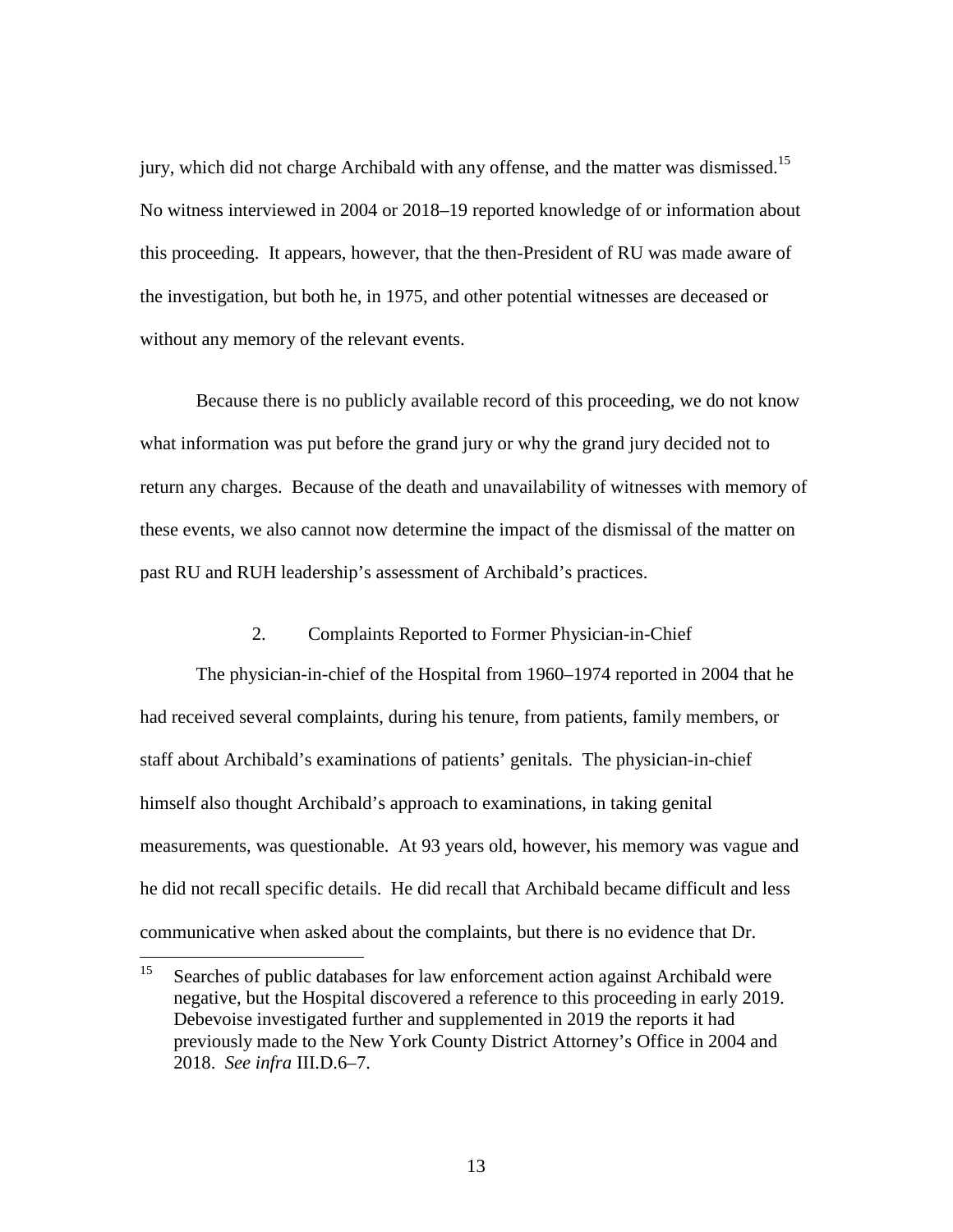jury, which did not charge Archibald with any offense, and the matter was dismissed.[15] No witness interviewed in 2004 or 2018–19 reported knowledge of or information about this proceeding. It appears, however, that the then-President of RU was made aware of the investigation, but both he, in 1975, and other potential witnesses are deceased or without any memory of the relevant events.

Because there is no publicly available record of this proceeding, we do not know what information was put before the grand jury or why the grand jury decided not to return any charges. Because of the death and unavailability of witnesses with memory of these events, we also cannot now determine the impact of the dismissal of the matter on past RU and RUH leadership's assessment of Archibald's practices.

### 2. Complaints Reported to Former Physician-in-Chief

The physician-in-chief of the Hospital from 1960–1974 reported in 2004 that he had received several complaints, during his tenure, from patients, family members, or staff about Archibald's examinations of patients' genitals. The physician-in-chief himself also thought Archibald's approach to examinations, in taking genital measurements, was questionable. At 93 years old, however, his memory was vague and he did not recall specific details. He did recall that Archibald became difficult and less communicative when asked about the complaints, but there is no evidence that Dr.

---

[15] Searches of public databases for law enforcement action against Archibald were negative, but the Hospital discovered a reference to this proceeding in early 2019. Debevoise investigated further and supplemented in 2019 the reports it had previously made to the New York County District Attorney's Office in 2004 and 2018. *See infra* III.D.6–7.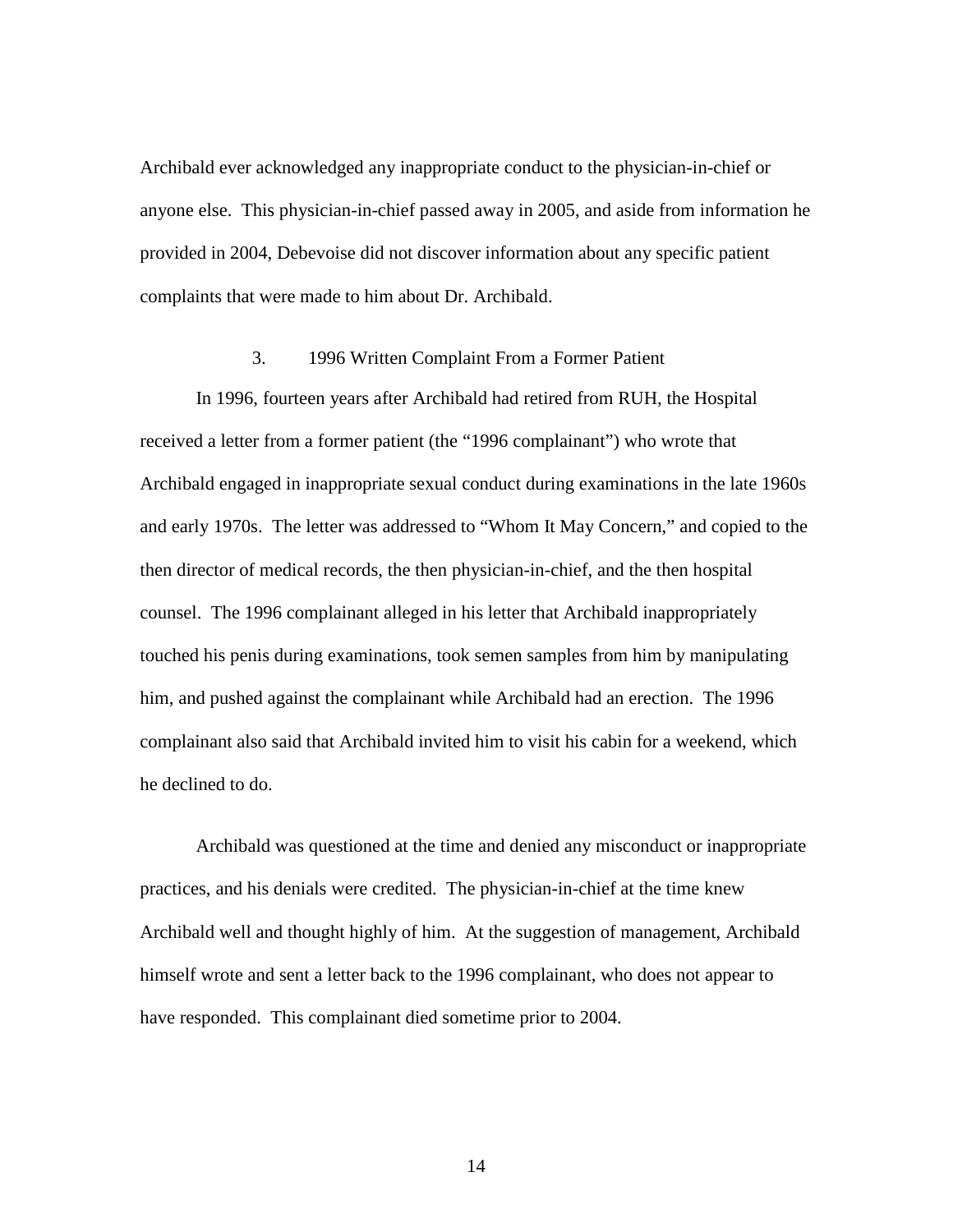Archibald ever acknowledged any inappropriate conduct to the physician-in-chief or anyone else. This physician-in-chief passed away in 2005, and aside from information he provided in 2004, Debevoise did not discover information about any specific patient complaints that were made to him about Dr. Archibald.

### 3. 1996 Written Complaint From a Former Patient

In 1996, fourteen years after Archibald had retired from RUH, the Hospital received a letter from a former patient (the "1996 complainant") who wrote that Archibald engaged in inappropriate sexual conduct during examinations in the late 1960s and early 1970s. The letter was addressed to "Whom It May Concern," and copied to the then director of medical records, the then physician-in-chief, and the then hospital counsel. The 1996 complainant alleged in his letter that Archibald inappropriately touched his penis during examinations, took semen samples from him by manipulating him, and pushed against the complainant while Archibald had an erection. The 1996 complainant also said that Archibald invited him to visit his cabin for a weekend, which he declined to do.

Archibald was questioned at the time and denied any misconduct or inappropriate practices, and his denials were credited. The physician-in-chief at the time knew Archibald well and thought highly of him. At the suggestion of management, Archibald himself wrote and sent a letter back to the 1996 complainant, who does not appear to have responded. This complainant died sometime prior to 2004.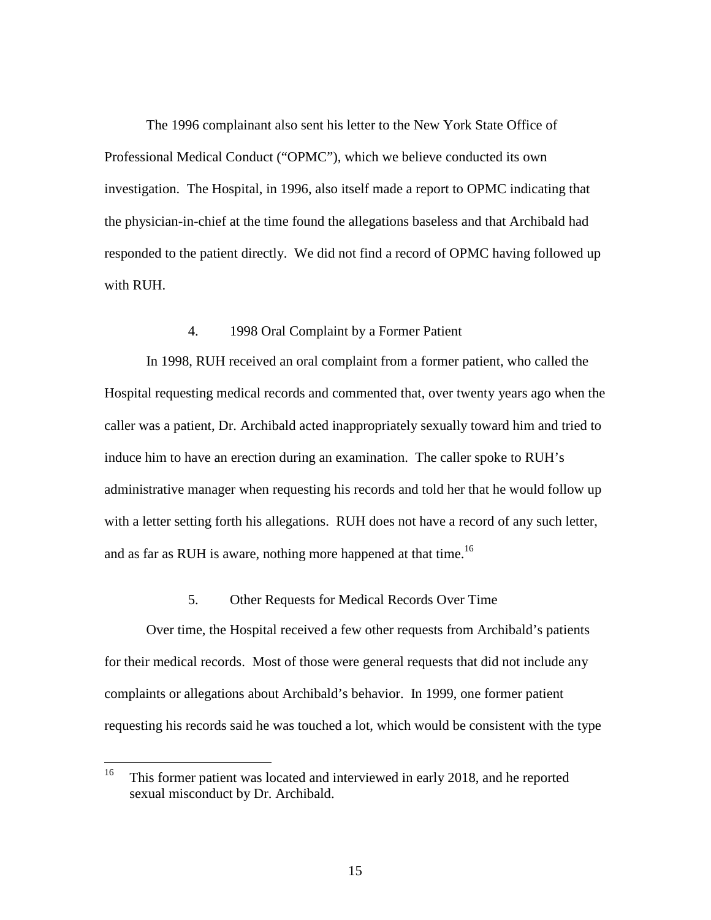The 1996 complainant also sent his letter to the New York State Office of Professional Medical Conduct ("OPMC"), which we believe conducted its own investigation. The Hospital, in 1996, also itself made a report to OPMC indicating that the physician-in-chief at the time found the allegations baseless and that Archibald had responded to the patient directly. We did not find a record of OPMC having followed up with RUH.

#### 4. 1998 Oral Complaint by a Former Patient

In 1998, RUH received an oral complaint from a former patient, who called the Hospital requesting medical records and commented that, over twenty years ago when the caller was a patient, Dr. Archibald acted inappropriately sexually toward him and tried to induce him to have an erection during an examination. The caller spoke to RUH's administrative manager when requesting his records and told her that he would follow up with a letter setting forth his allegations. RUH does not have a record of any such letter, and as far as RUH is aware, nothing more happened at that time.[16]

#### 5. Other Requests for Medical Records Over Time

Over time, the Hospital received a few other requests from Archibald's patients for their medical records. Most of those were general requests that did not include any complaints or allegations about Archibald's behavior. In 1999, one former patient requesting his records said he was touched a lot, which would be consistent with the type

[16] This former patient was located and interviewed in early 2018, and he reported sexual misconduct by Dr. Archibald.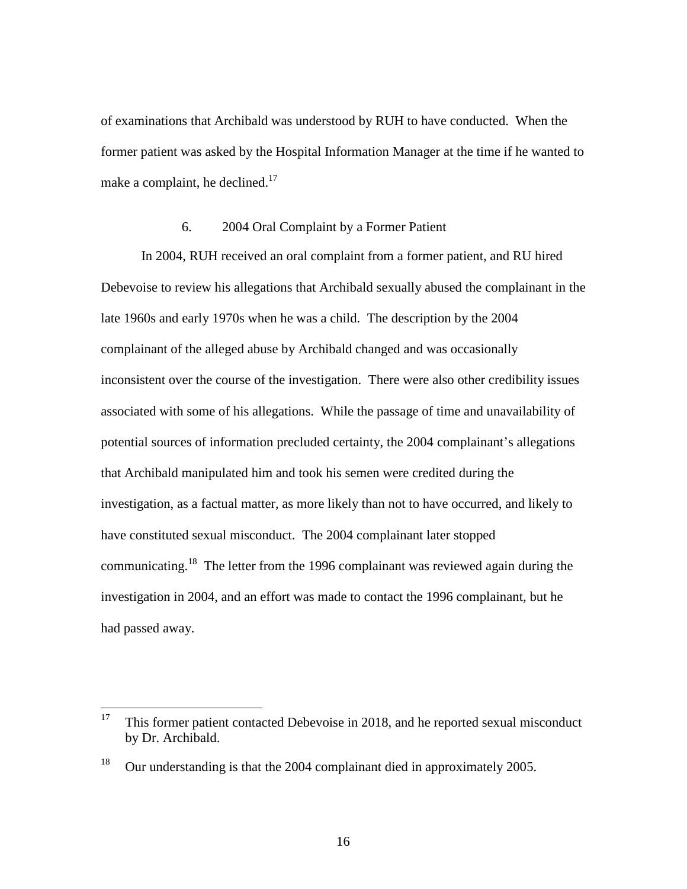of examinations that Archibald was understood by RUH to have conducted. When the former patient was asked by the Hospital Information Manager at the time if he wanted to make a complaint, he declined.[17]

### 6. 2004 Oral Complaint by a Former Patient

In 2004, RUH received an oral complaint from a former patient, and RU hired Debevoise to review his allegations that Archibald sexually abused the complainant in the late 1960s and early 1970s when he was a child. The description by the 2004 complainant of the alleged abuse by Archibald changed and was occasionally inconsistent over the course of the investigation. There were also other credibility issues associated with some of his allegations. While the passage of time and unavailability of potential sources of information precluded certainty, the 2004 complainant's allegations that Archibald manipulated him and took his semen were credited during the investigation, as a factual matter, as more likely than not to have occurred, and likely to have constituted sexual misconduct. The 2004 complainant later stopped communicating.[18] The letter from the 1996 complainant was reviewed again during the investigation in 2004, and an effort was made to contact the 1996 complainant, but he had passed away.

---

[17] This former patient contacted Debevoise in 2018, and he reported sexual misconduct by Dr. Archibald.

[18] Our understanding is that the 2004 complainant died in approximately 2005.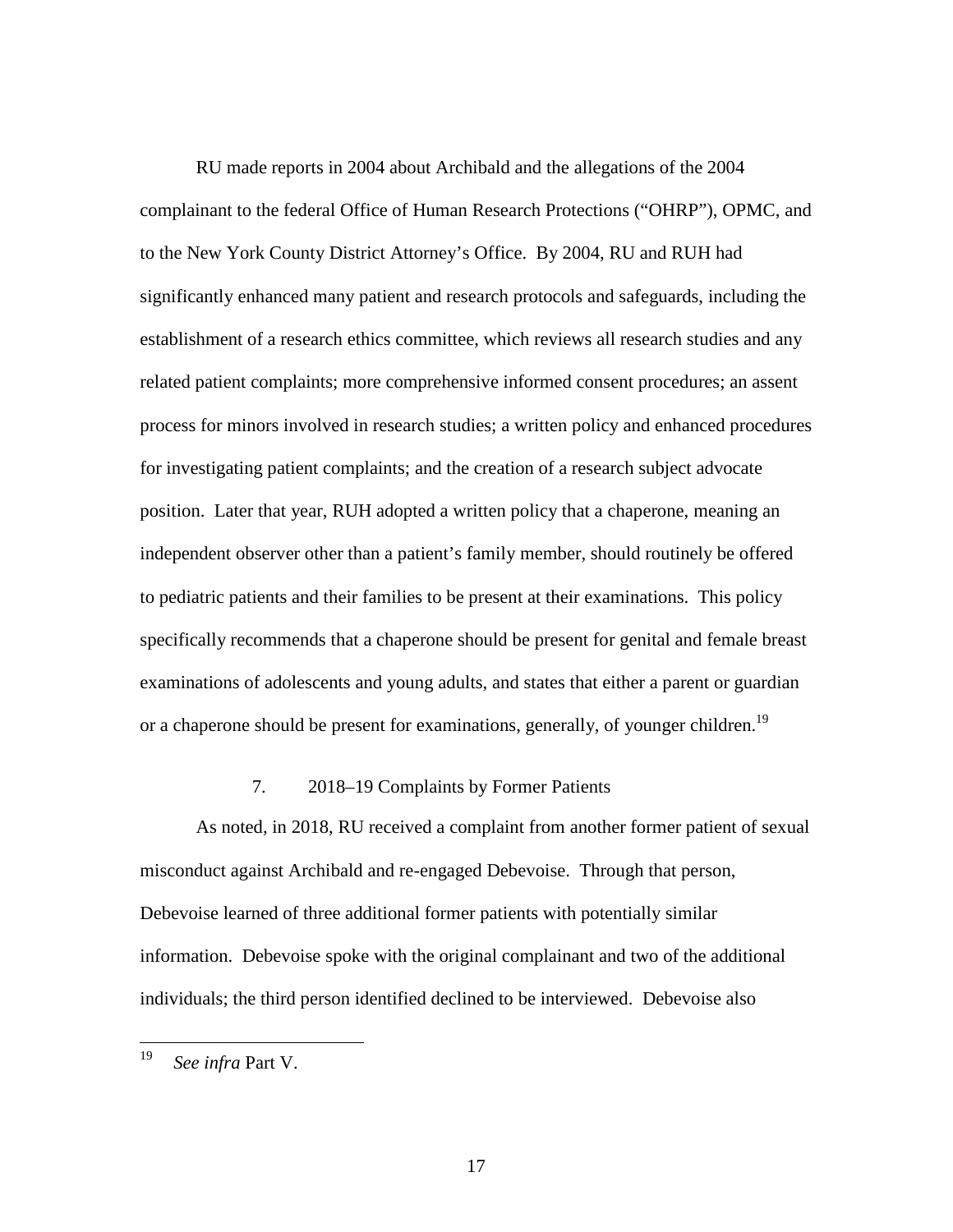RU made reports in 2004 about Archibald and the allegations of the 2004 complainant to the federal Office of Human Research Protections ("OHRP"), OPMC, and to the New York County District Attorney's Office. By 2004, RU and RUH had significantly enhanced many patient and research protocols and safeguards, including the establishment of a research ethics committee, which reviews all research studies and any related patient complaints; more comprehensive informed consent procedures; an assent process for minors involved in research studies; a written policy and enhanced procedures for investigating patient complaints; and the creation of a research subject advocate position. Later that year, RUH adopted a written policy that a chaperone, meaning an independent observer other than a patient's family member, should routinely be offered to pediatric patients and their families to be present at their examinations. This policy specifically recommends that a chaperone should be present for genital and female breast examinations of adolescents and young adults, and states that either a parent or guardian or a chaperone should be present for examinations, generally, of younger children.[19]

### 7. 2018–19 Complaints by Former Patients

As noted, in 2018, RU received a complaint from another former patient of sexual misconduct against Archibald and re-engaged Debevoise. Through that person, Debevoise learned of three additional former patients with potentially similar information. Debevoise spoke with the original complainant and two of the additional individuals; the third person identified declined to be interviewed. Debevoise also

[19] *See infra* Part V.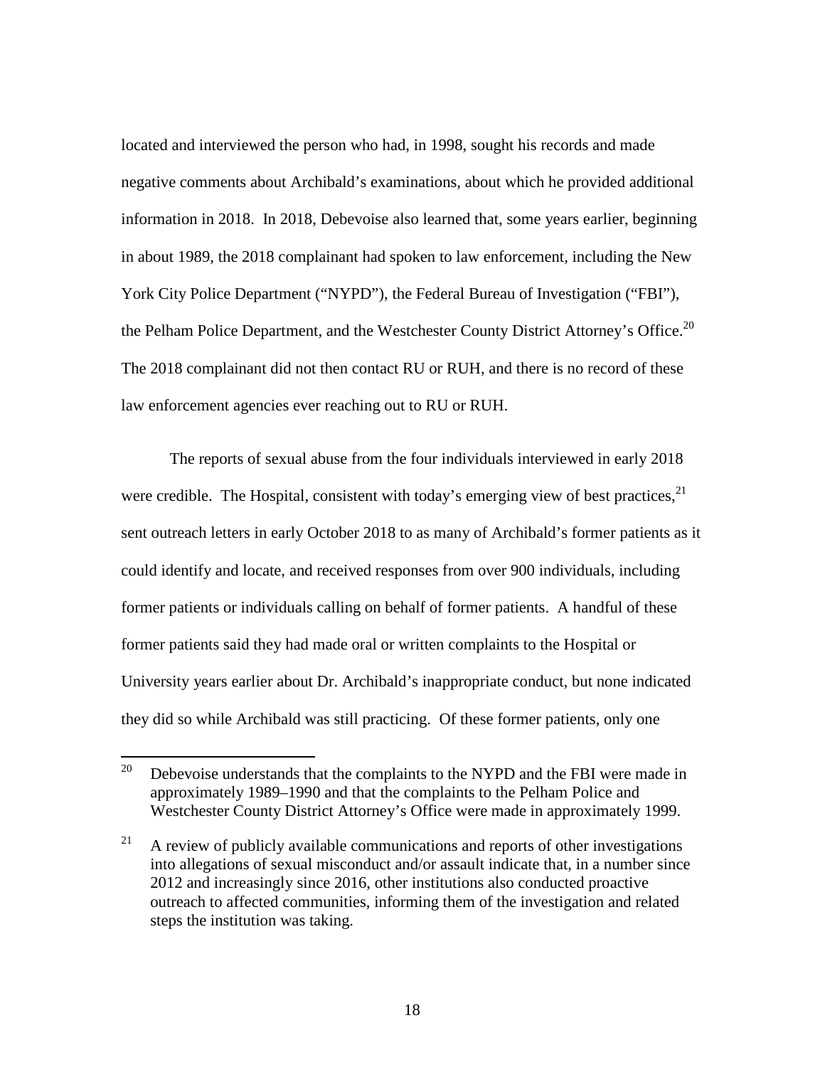located and interviewed the person who had, in 1998, sought his records and made negative comments about Archibald's examinations, about which he provided additional information in 2018. In 2018, Debevoise also learned that, some years earlier, beginning in about 1989, the 2018 complainant had spoken to law enforcement, including the New York City Police Department ("NYPD"), the Federal Bureau of Investigation ("FBI"), the Pelham Police Department, and the Westchester County District Attorney's Office.[20] The 2018 complainant did not then contact RU or RUH, and there is no record of these law enforcement agencies ever reaching out to RU or RUH.

The reports of sexual abuse from the four individuals interviewed in early 2018 were credible. The Hospital, consistent with today's emerging view of best practices,[21] sent outreach letters in early October 2018 to as many of Archibald's former patients as it could identify and locate, and received responses from over 900 individuals, including former patients or individuals calling on behalf of former patients. A handful of these former patients said they had made oral or written complaints to the Hospital or University years earlier about Dr. Archibald's inappropriate conduct, but none indicated they did so while Archibald was still practicing. Of these former patients, only one

---

[20] Debevoise understands that the complaints to the NYPD and the FBI were made in approximately 1989–1990 and that the complaints to the Pelham Police and Westchester County District Attorney's Office were made in approximately 1999.

[21] A review of publicly available communications and reports of other investigations into allegations of sexual misconduct and/or assault indicate that, in a number since 2012 and increasingly since 2016, other institutions also conducted proactive outreach to affected communities, informing them of the investigation and related steps the institution was taking.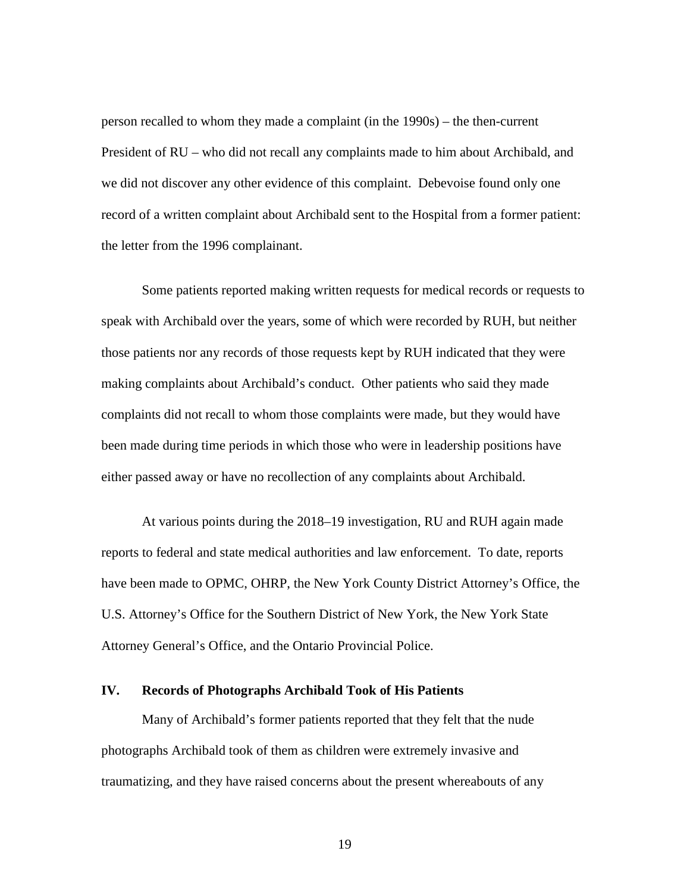person recalled to whom they made a complaint (in the 1990s) – the then-current President of RU – who did not recall any complaints made to him about Archibald, and we did not discover any other evidence of this complaint. Debevoise found only one record of a written complaint about Archibald sent to the Hospital from a former patient: the letter from the 1996 complainant.

Some patients reported making written requests for medical records or requests to speak with Archibald over the years, some of which were recorded by RUH, but neither those patients nor any records of those requests kept by RUH indicated that they were making complaints about Archibald's conduct. Other patients who said they made complaints did not recall to whom those complaints were made, but they would have been made during time periods in which those who were in leadership positions have either passed away or have no recollection of any complaints about Archibald.

At various points during the 2018–19 investigation, RU and RUH again made reports to federal and state medical authorities and law enforcement. To date, reports have been made to OPMC, OHRP, the New York County District Attorney's Office, the U.S. Attorney's Office for the Southern District of New York, the New York State Attorney General's Office, and the Ontario Provincial Police.

## IV. Records of Photographs Archibald Took of His Patients

Many of Archibald's former patients reported that they felt that the nude photographs Archibald took of them as children were extremely invasive and traumatizing, and they have raised concerns about the present whereabouts of any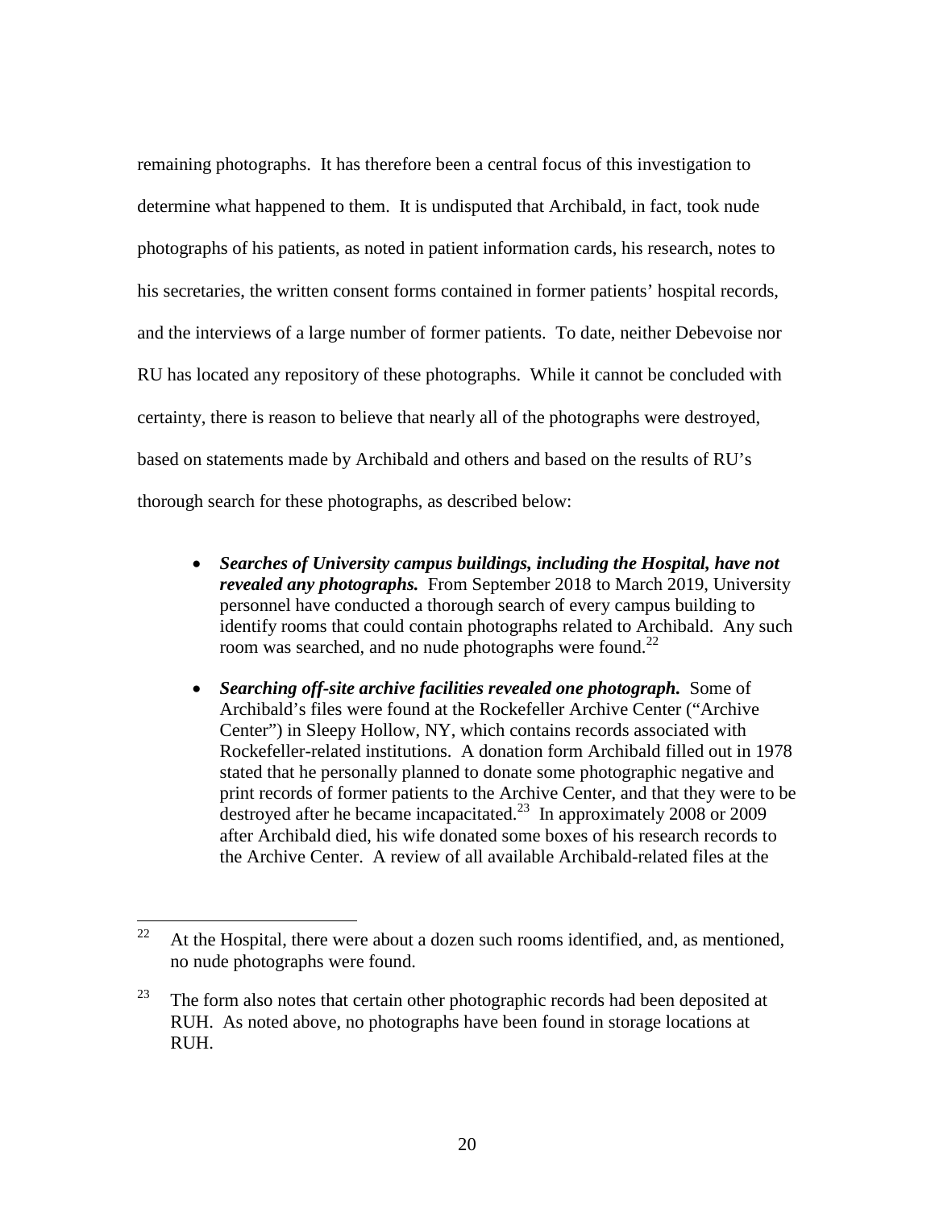remaining photographs. It has therefore been a central focus of this investigation to determine what happened to them. It is undisputed that Archibald, in fact, took nude photographs of his patients, as noted in patient information cards, his research, notes to his secretaries, the written consent forms contained in former patients' hospital records, and the interviews of a large number of former patients. To date, neither Debevoise nor RU has located any repository of these photographs. While it cannot be concluded with certainty, there is reason to believe that nearly all of the photographs were destroyed, based on statements made by Archibald and others and based on the results of RU's thorough search for these photographs, as described below:

- ***Searches of University campus buildings, including the Hospital, have not revealed any photographs.*** From September 2018 to March 2019, University personnel have conducted a thorough search of every campus building to identify rooms that could contain photographs related to Archibald. Any such room was searched, and no nude photographs were found.[22]
- ***Searching off-site archive facilities revealed one photograph.*** Some of Archibald's files were found at the Rockefeller Archive Center ("Archive Center") in Sleepy Hollow, NY, which contains records associated with Rockefeller-related institutions. A donation form Archibald filled out in 1978 stated that he personally planned to donate some photographic negative and print records of former patients to the Archive Center, and that they were to be destroyed after he became incapacitated.[23] In approximately 2008 or 2009 after Archibald died, his wife donated some boxes of his research records to the Archive Center. A review of all available Archibald-related files at the

---

[22] At the Hospital, there were about a dozen such rooms identified, and, as mentioned, no nude photographs were found.

[23] The form also notes that certain other photographic records had been deposited at RUH. As noted above, no photographs have been found in storage locations at RUH.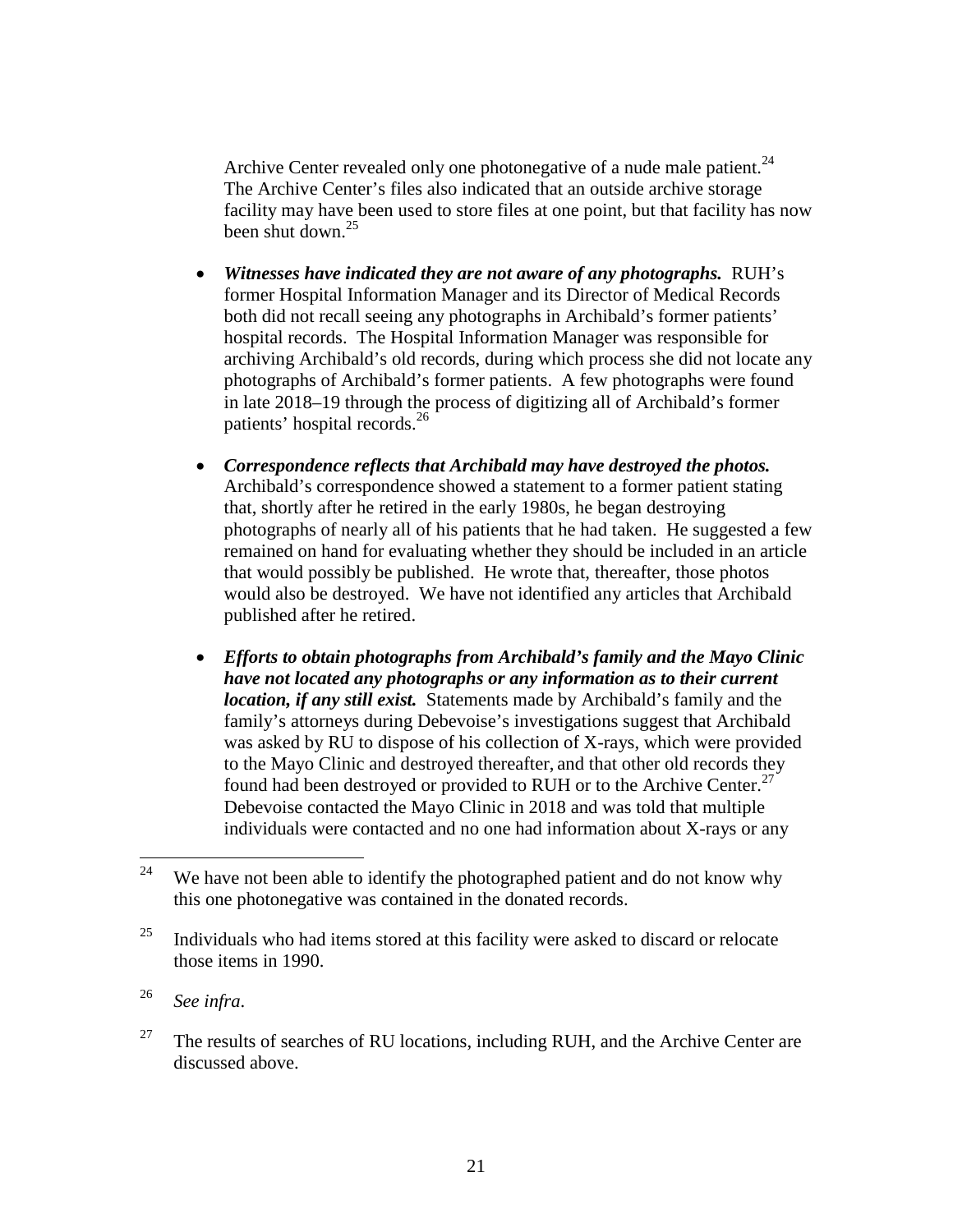Archive Center revealed only one photonegative of a nude male patient.[24] The Archive Center's files also indicated that an outside archive storage facility may have been used to store files at one point, but that facility has now been shut down.[25]

- ***Witnesses have indicated they are not aware of any photographs.*** RUH's former Hospital Information Manager and its Director of Medical Records both did not recall seeing any photographs in Archibald's former patients' hospital records. The Hospital Information Manager was responsible for archiving Archibald's old records, during which process she did not locate any photographs of Archibald's former patients. A few photographs were found in late 2018–19 through the process of digitizing all of Archibald's former patients' hospital records.[26]

- ***Correspondence reflects that Archibald may have destroyed the photos.*** Archibald's correspondence showed a statement to a former patient stating that, shortly after he retired in the early 1980s, he began destroying photographs of nearly all of his patients that he had taken. He suggested a few remained on hand for evaluating whether they should be included in an article that would possibly be published. He wrote that, thereafter, those photos would also be destroyed. We have not identified any articles that Archibald published after he retired.

- ***Efforts to obtain photographs from Archibald's family and the Mayo Clinic have not located any photographs or any information as to their current location, if any still exist.*** Statements made by Archibald's family and the family's attorneys during Debevoise's investigations suggest that Archibald was asked by RU to dispose of his collection of X-rays, which were provided to the Mayo Clinic and destroyed thereafter, and that other old records they found had been destroyed or provided to RUH or to the Archive Center.[27] Debevoise contacted the Mayo Clinic in 2018 and was told that multiple individuals were contacted and no one had information about X-rays or any

---

[24] We have not been able to identify the photographed patient and do not know why this one photonegative was contained in the donated records.

[25] Individuals who had items stored at this facility were asked to discard or relocate those items in 1990.

[26] *See infra*.

[27] The results of searches of RU locations, including RUH, and the Archive Center are discussed above.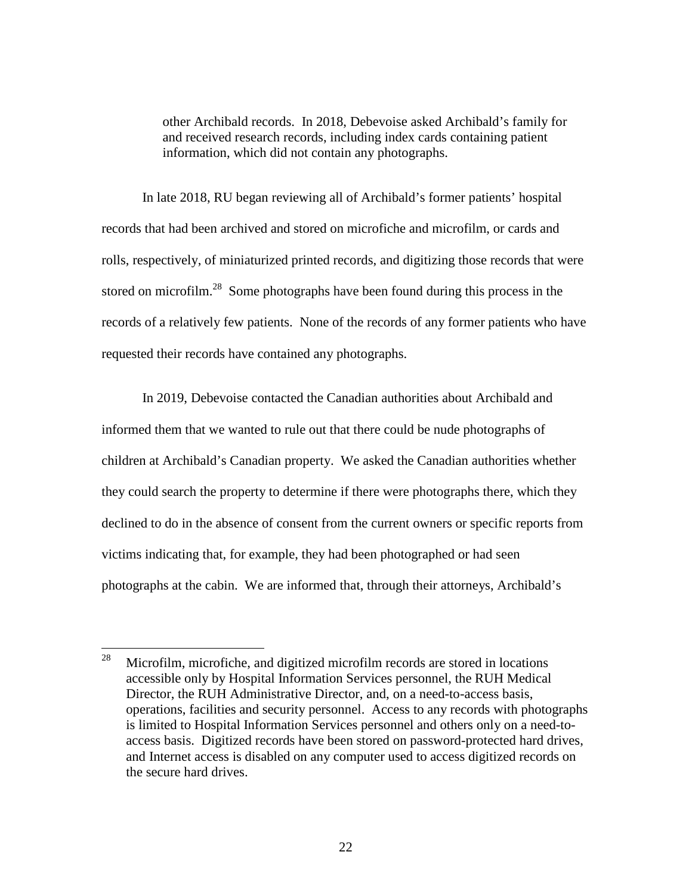> other Archibald records. In 2018, Debevoise asked Archibald's family for and received research records, including index cards containing patient information, which did not contain any photographs.

In late 2018, RU began reviewing all of Archibald's former patients' hospital records that had been archived and stored on microfiche and microfilm, or cards and rolls, respectively, of miniaturized printed records, and digitizing those records that were stored on microfilm.[28] Some photographs have been found during this process in the records of a relatively few patients. None of the records of any former patients who have requested their records have contained any photographs.

In 2019, Debevoise contacted the Canadian authorities about Archibald and informed them that we wanted to rule out that there could be nude photographs of children at Archibald's Canadian property. We asked the Canadian authorities whether they could search the property to determine if there were photographs there, which they declined to do in the absence of consent from the current owners or specific reports from victims indicating that, for example, they had been photographed or had seen photographs at the cabin. We are informed that, through their attorneys, Archibald's

---

[28] Microfilm, microfiche, and digitized microfilm records are stored in locations accessible only by Hospital Information Services personnel, the RUH Medical Director, the RUH Administrative Director, and, on a need-to-access basis, operations, facilities and security personnel. Access to any records with photographs is limited to Hospital Information Services personnel and others only on a need-to-access basis. Digitized records have been stored on password-protected hard drives, and Internet access is disabled on any computer used to access digitized records on the secure hard drives.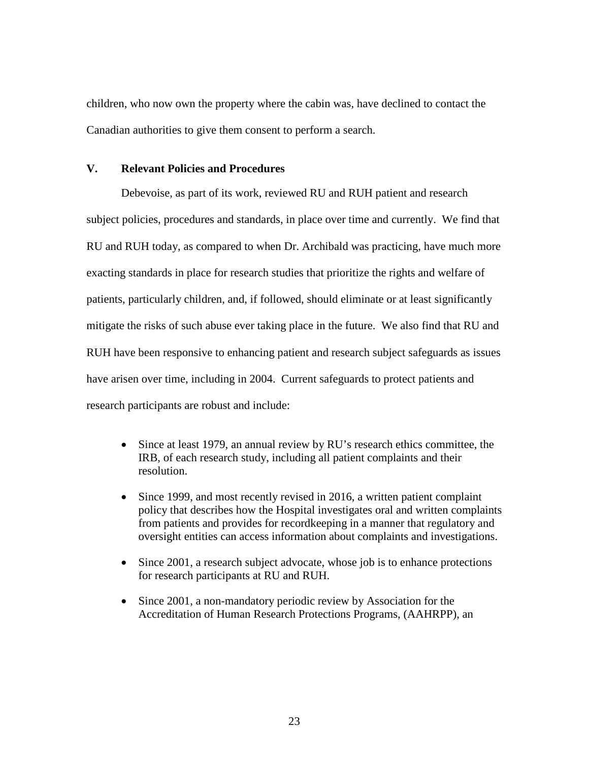children, who now own the property where the cabin was, have declined to contact the Canadian authorities to give them consent to perform a search.

## V. Relevant Policies and Procedures

Debevoise, as part of its work, reviewed RU and RUH patient and research subject policies, procedures and standards, in place over time and currently. We find that RU and RUH today, as compared to when Dr. Archibald was practicing, have much more exacting standards in place for research studies that prioritize the rights and welfare of patients, particularly children, and, if followed, should eliminate or at least significantly mitigate the risks of such abuse ever taking place in the future. We also find that RU and RUH have been responsive to enhancing patient and research subject safeguards as issues have arisen over time, including in 2004. Current safeguards to protect patients and research participants are robust and include:

- Since at least 1979, an annual review by RU's research ethics committee, the IRB, of each research study, including all patient complaints and their resolution.
- Since 1999, and most recently revised in 2016, a written patient complaint policy that describes how the Hospital investigates oral and written complaints from patients and provides for recordkeeping in a manner that regulatory and oversight entities can access information about complaints and investigations.
- Since 2001, a research subject advocate, whose job is to enhance protections for research participants at RU and RUH.
- Since 2001, a non-mandatory periodic review by Association for the Accreditation of Human Research Protections Programs, (AAHRPP), an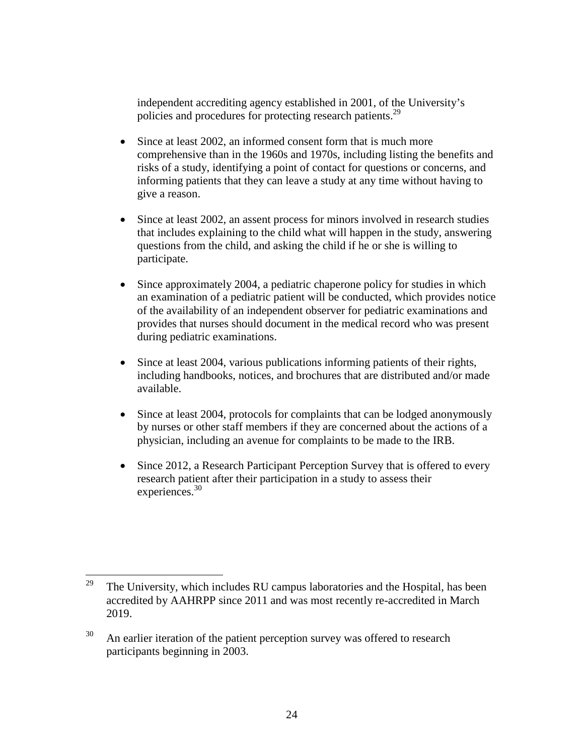independent accrediting agency established in 2001, of the University's policies and procedures for protecting research patients.[29]

- Since at least 2002, an informed consent form that is much more comprehensive than in the 1960s and 1970s, including listing the benefits and risks of a study, identifying a point of contact for questions or concerns, and informing patients that they can leave a study at any time without having to give a reason.

- Since at least 2002, an assent process for minors involved in research studies that includes explaining to the child what will happen in the study, answering questions from the child, and asking the child if he or she is willing to participate.

- Since approximately 2004, a pediatric chaperone policy for studies in which an examination of a pediatric patient will be conducted, which provides notice of the availability of an independent observer for pediatric examinations and provides that nurses should document in the medical record who was present during pediatric examinations.

- Since at least 2004, various publications informing patients of their rights, including handbooks, notices, and brochures that are distributed and/or made available.

- Since at least 2004, protocols for complaints that can be lodged anonymously by nurses or other staff members if they are concerned about the actions of a physician, including an avenue for complaints to be made to the IRB.

- Since 2012, a Research Participant Perception Survey that is offered to every research patient after their participation in a study to assess their experiences.[30]

---

[29] The University, which includes RU campus laboratories and the Hospital, has been accredited by AAHRPP since 2011 and was most recently re-accredited in March 2019.

[30] An earlier iteration of the patient perception survey was offered to research participants beginning in 2003.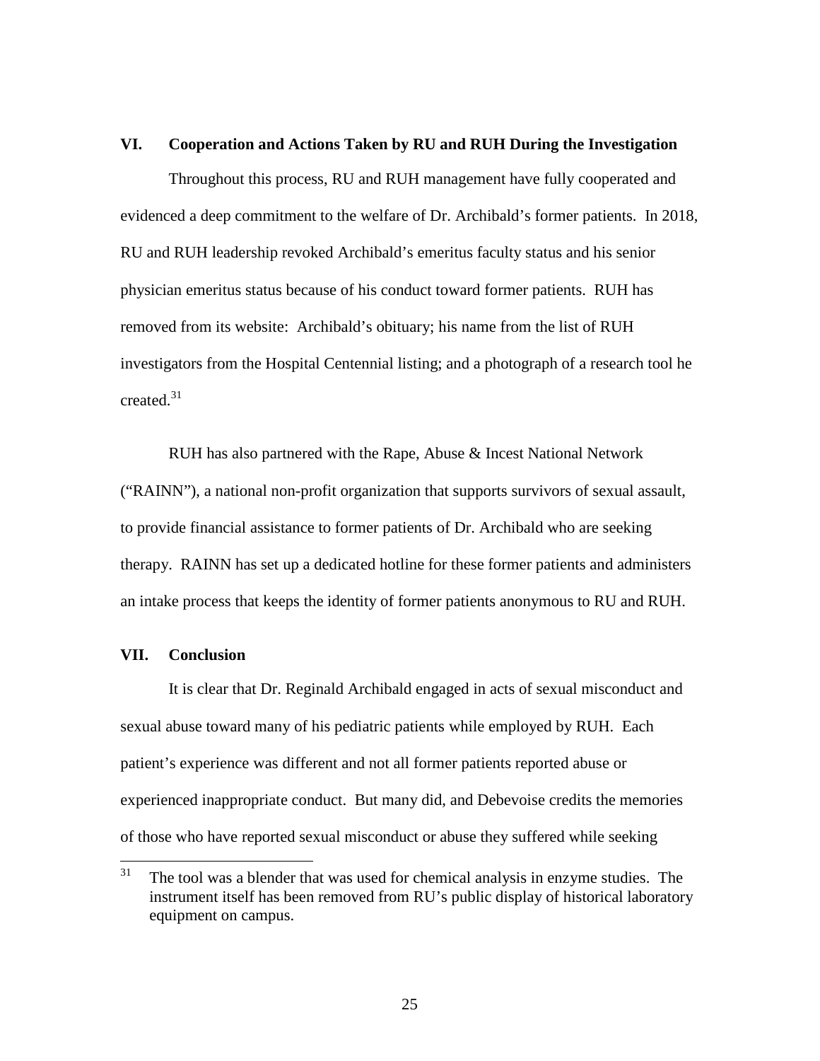## VI. Cooperation and Actions Taken by RU and RUH During the Investigation

Throughout this process, RU and RUH management have fully cooperated and evidenced a deep commitment to the welfare of Dr. Archibald's former patients. In 2018, RU and RUH leadership revoked Archibald's emeritus faculty status and his senior physician emeritus status because of his conduct toward former patients. RUH has removed from its website: Archibald's obituary; his name from the list of RUH investigators from the Hospital Centennial listing; and a photograph of a research tool he created.[31]

RUH has also partnered with the Rape, Abuse & Incest National Network ("RAINN"), a national non-profit organization that supports survivors of sexual assault, to provide financial assistance to former patients of Dr. Archibald who are seeking therapy. RAINN has set up a dedicated hotline for these former patients and administers an intake process that keeps the identity of former patients anonymous to RU and RUH.

## VII. Conclusion

It is clear that Dr. Reginald Archibald engaged in acts of sexual misconduct and sexual abuse toward many of his pediatric patients while employed by RUH. Each patient's experience was different and not all former patients reported abuse or experienced inappropriate conduct. But many did, and Debevoise credits the memories of those who have reported sexual misconduct or abuse they suffered while seeking

---

[31] The tool was a blender that was used for chemical analysis in enzyme studies. The instrument itself has been removed from RU's public display of historical laboratory equipment on campus.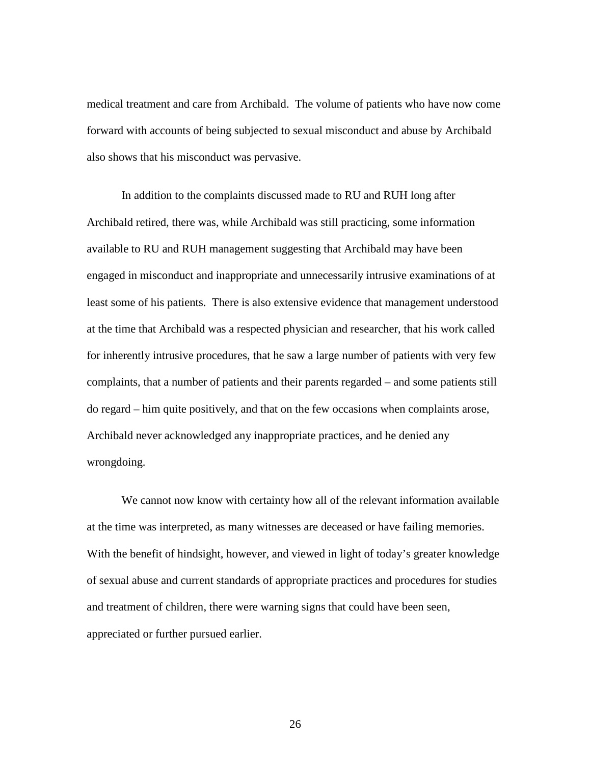medical treatment and care from Archibald. The volume of patients who have now come forward with accounts of being subjected to sexual misconduct and abuse by Archibald also shows that his misconduct was pervasive.

In addition to the complaints discussed made to RU and RUH long after Archibald retired, there was, while Archibald was still practicing, some information available to RU and RUH management suggesting that Archibald may have been engaged in misconduct and inappropriate and unnecessarily intrusive examinations of at least some of his patients. There is also extensive evidence that management understood at the time that Archibald was a respected physician and researcher, that his work called for inherently intrusive procedures, that he saw a large number of patients with very few complaints, that a number of patients and their parents regarded – and some patients still do regard – him quite positively, and that on the few occasions when complaints arose, Archibald never acknowledged any inappropriate practices, and he denied any wrongdoing.

We cannot now know with certainty how all of the relevant information available at the time was interpreted, as many witnesses are deceased or have failing memories. With the benefit of hindsight, however, and viewed in light of today's greater knowledge of sexual abuse and current standards of appropriate practices and procedures for studies and treatment of children, there were warning signs that could have been seen, appreciated or further pursued earlier.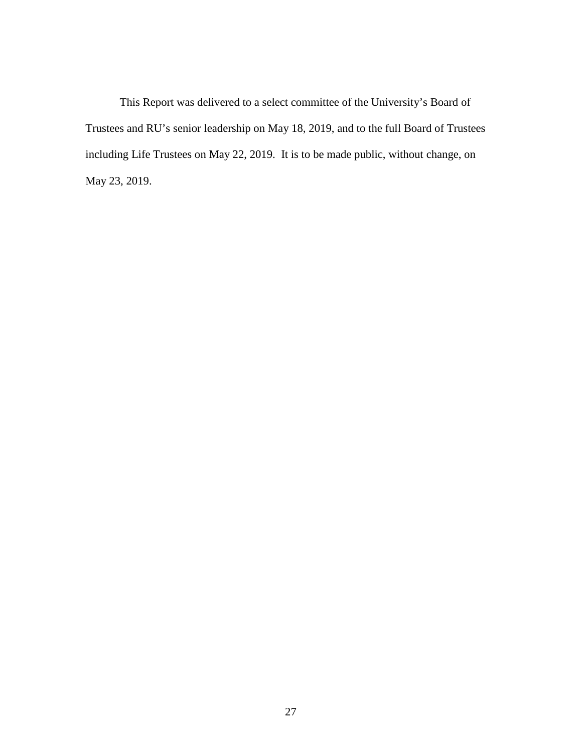This Report was delivered to a select committee of the University's Board of Trustees and RU's senior leadership on May 18, 2019, and to the full Board of Trustees including Life Trustees on May 22, 2019. It is to be made public, without change, on May 23, 2019.